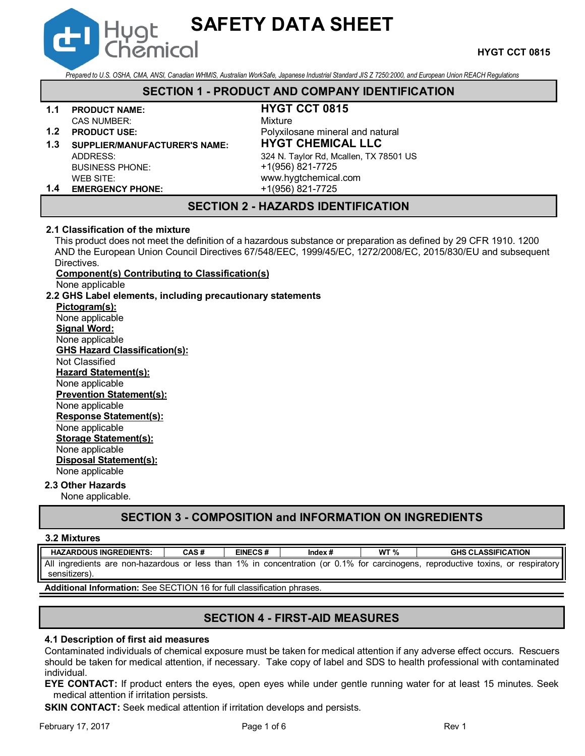# SAFETY DATA SHEET

**HYGT CCT 0815**

*Prepared to U.S. OSHA, CMA, ANSI, Canadian WHMIS, Australian WorkSafe, Japanese Industrial Standard JIS Z 7250:2000, and European Union REACH Regulations*

## SECTION 1 - PRODUCT AND COMPANY IDENTIFICATION

| | | |
|---|---|---|
| **1.1** | **PRODUCT NAME:** | **HYGT CCT 0815** |
| | CAS NUMBER: | Mixture |
| **1.2** | **PRODUCT USE:** | Polyxilosane mineral and natural |
| **1.3** | **SUPPLIER/MANUFACTURER'S NAME:** | **HYGT CHEMICAL LLC** |
| | ADDRESS: | 324 N. Taylor Rd, Mcallen, TX 78501 US |
| | BUSINESS PHONE: | +1(956) 821-7725 |
| | WEB SITE: | www.hygtchemical.com |
| **1.4** | **EMERGENCY PHONE:** | +1(956) 821-7725 |

## SECTION 2 - HAZARDS IDENTIFICATION

### 2.1 Classification of the mixture

This product does not meet the definition of a hazardous substance or preparation as defined by 29 CFR 1910. 1200 AND the European Union Council Directives 67/548/EEC, 1999/45/EC, 1272/2008/EC, 2015/830/EU and subsequent Directives.

**Component(s) Contributing to Classification(s)**
None applicable

### 2.2 GHS Label elements, including precautionary statements

**Pictogram(s):**
None applicable

**Signal Word:**
None applicable

**GHS Hazard Classification(s):**
Not Classified

**Hazard Statement(s):**
None applicable

**Prevention Statement(s):**
None applicable

**Response Statement(s):**
None applicable

**Storage Statement(s):**
None applicable

**Disposal Statement(s):**
None applicable

### 2.3 Other Hazards

None applicable.

## SECTION 3 - COMPOSITION and INFORMATION ON INGREDIENTS

### 3.2 Mixtures

| HAZARDOUS INGREDIENTS: | CAS # | EINECS # | Index # | WT % | GHS CLASSIFICATION |
|---|---|---|---|---|---|
| All ingredients are non-hazardous or less than 1% in concentration (or 0.1% for carcinogens, reproductive toxins, or respiratory sensitizers). | | | | | |

**Additional Information:** See SECTION 16 for full classification phrases.

## SECTION 4 - FIRST-AID MEASURES

### 4.1 Description of first aid measures

Contaminated individuals of chemical exposure must be taken for medical attention if any adverse effect occurs. Rescuers should be taken for medical attention, if necessary. Take copy of label and SDS to health professional with contaminated individual.

**EYE CONTACT:** If product enters the eyes, open eyes while under gentle running water for at least 15 minutes. Seek medical attention if irritation persists.

**SKIN CONTACT:** Seek medical attention if irritation develops and persists.

February 17, 2017 | Rev 1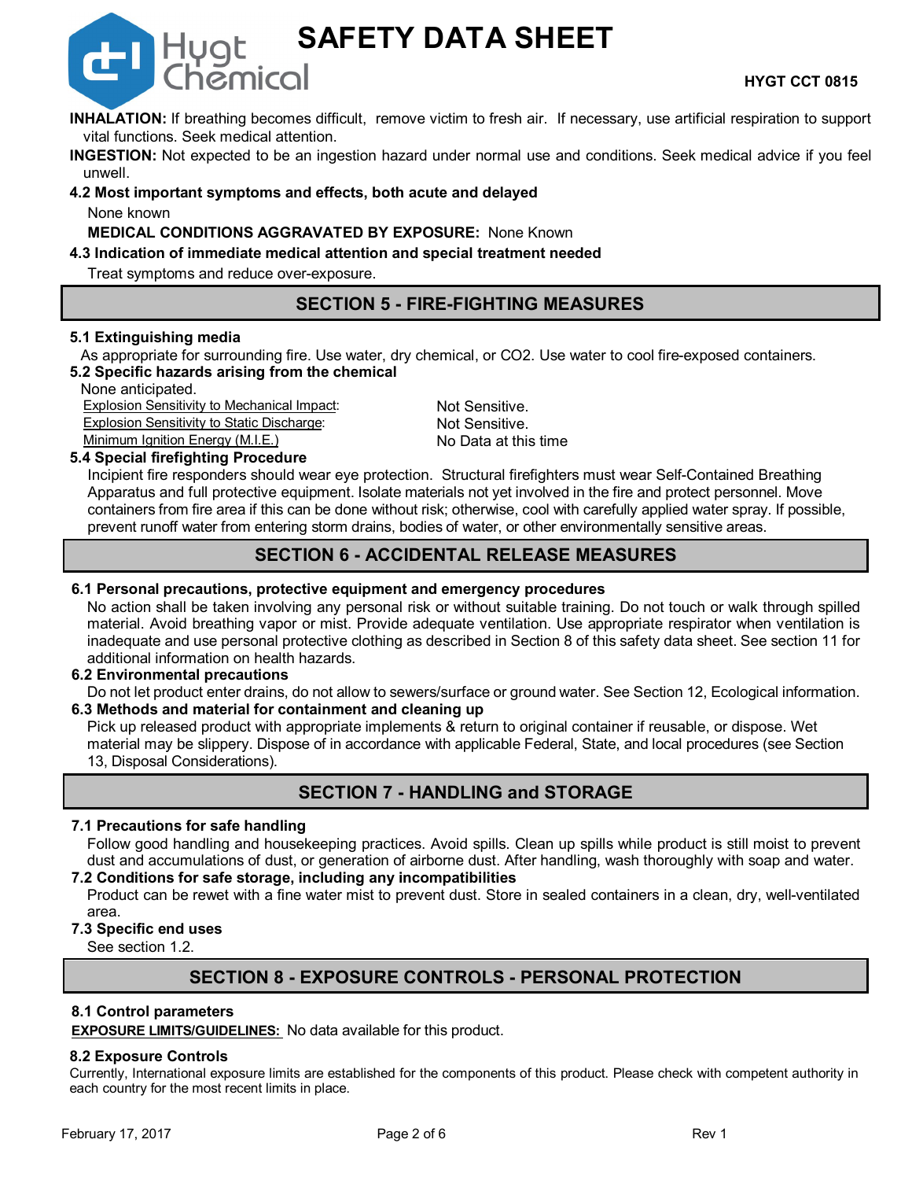**INHALATION:** If breathing becomes difficult, remove victim to fresh air. If necessary, use artificial respiration to support vital functions. Seek medical attention.

**INGESTION:** Not expected to be an ingestion hazard under normal use and conditions. Seek medical advice if you feel unwell.

**4.2 Most important symptoms and effects, both acute and delayed**

None known

**MEDICAL CONDITIONS AGGRAVATED BY EXPOSURE:** None Known

**4.3 Indication of immediate medical attention and special treatment needed**

Treat symptoms and reduce over-exposure.

## SECTION 5 - FIRE-FIGHTING MEASURES

**5.1 Extinguishing media**

As appropriate for surrounding fire. Use water, dry chemical, or CO2. Use water to cool fire-exposed containers.

**5.2 Specific hazards arising from the chemical**

None anticipated.

Explosion Sensitivity to Mechanical Impact: Not Sensitive.
Explosion Sensitivity to Static Discharge: Not Sensitive.
Minimum Ignition Energy (M.I.E.) No Data at this time

**5.4 Special firefighting Procedure**

Incipient fire responders should wear eye protection. Structural firefighters must wear Self-Contained Breathing Apparatus and full protective equipment. Isolate materials not yet involved in the fire and protect personnel. Move containers from fire area if this can be done without risk; otherwise, cool with carefully applied water spray. If possible, prevent runoff water from entering storm drains, bodies of water, or other environmentally sensitive areas.

## SECTION 6 - ACCIDENTAL RELEASE MEASURES

**6.1 Personal precautions, protective equipment and emergency procedures**

No action shall be taken involving any personal risk or without suitable training. Do not touch or walk through spilled material. Avoid breathing vapor or mist. Provide adequate ventilation. Use appropriate respirator when ventilation is inadequate and use personal protective clothing as described in Section 8 of this safety data sheet. See section 11 for additional information on health hazards.

**6.2 Environmental precautions**

Do not let product enter drains, do not allow to sewers/surface or ground water. See Section 12, Ecological information.

**6.3 Methods and material for containment and cleaning up**

Pick up released product with appropriate implements & return to original container if reusable, or dispose. Wet material may be slippery. Dispose of in accordance with applicable Federal, State, and local procedures (see Section 13, Disposal Considerations).

## SECTION 7 - HANDLING and STORAGE

**7.1 Precautions for safe handling**

Follow good handling and housekeeping practices. Avoid spills. Clean up spills while product is still moist to prevent dust and accumulations of dust, or generation of airborne dust. After handling, wash thoroughly with soap and water.

**7.2 Conditions for safe storage, including any incompatibilities**

Product can be rewet with a fine water mist to prevent dust. Store in sealed containers in a clean, dry, well-ventilated area.

**7.3 Specific end uses**

See section 1.2.

## SECTION 8 - EXPOSURE CONTROLS - PERSONAL PROTECTION

**8.1 Control parameters**

**EXPOSURE LIMITS/GUIDELINES:** No data available for this product.

**8.2 Exposure Controls**

Currently, International exposure limits are established for the components of this product. Please check with competent authority in each country for the most recent limits in place.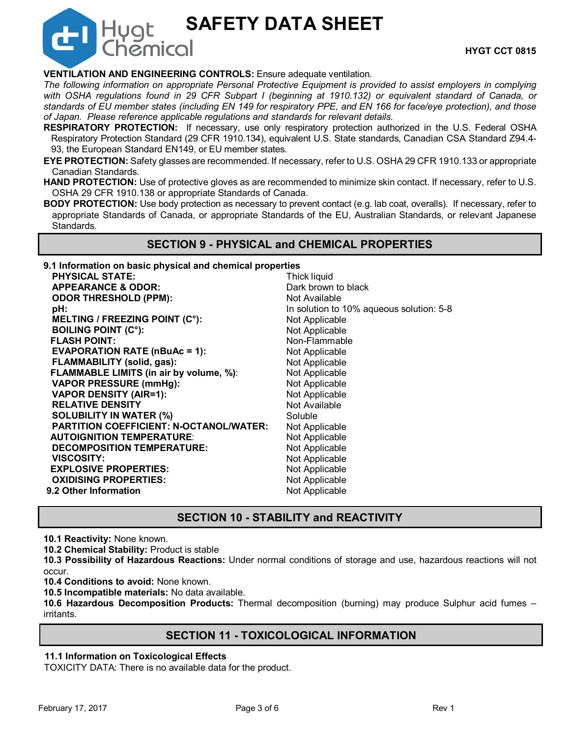**VENTILATION AND ENGINEERING CONTROLS:** Ensure adequate ventilation.

*The following information on appropriate Personal Protective Equipment is provided to assist employers in complying with OSHA regulations found in 29 CFR Subpart I (beginning at 1910.132) or equivalent standard of Canada, or standards of EU member states (including EN 149 for respiratory PPE, and EN 166 for face/eye protection), and those of Japan. Please reference applicable regulations and standards for relevant details.*

**RESPIRATORY PROTECTION:** If necessary, use only respiratory protection authorized in the U.S. Federal OSHA Respiratory Protection Standard (29 CFR 1910.134), equivalent U.S. State standards, Canadian CSA Standard Z94.4-93, the European Standard EN149, or EU member states.

**EYE PROTECTION:** Safety glasses are recommended. If necessary, refer to U.S. OSHA 29 CFR 1910.133 or appropriate Canadian Standards.

**HAND PROTECTION:** Use of protective gloves as are recommended to minimize skin contact. If necessary, refer to U.S. OSHA 29 CFR 1910.138 or appropriate Standards of Canada.

**BODY PROTECTION:** Use body protection as necessary to prevent contact (e.g. lab coat, overalls). If necessary, refer to appropriate Standards of Canada, or appropriate Standards of the EU, Australian Standards, or relevant Japanese Standards.

## SECTION 9 - PHYSICAL and CHEMICAL PROPERTIES

**9.1 Information on basic physical and chemical properties**

| | |
|---|---|
| **PHYSICAL STATE:** | Thick liquid |
| **APPEARANCE & ODOR:** | Dark brown to black |
| **ODOR THRESHOLD (PPM):** | Not Available |
| **pH:** | In solution to 10% aqueous solution: 5-8 |
| **MELTING / FREEZING POINT (C°):** | Not Applicable |
| **BOILING POINT (C°):** | Not Applicable |
| **FLASH POINT:** | Non-Flammable |
| **EVAPORATION RATE (nBuAc = 1):** | Not Applicable |
| **FLAMMABILITY (solid, gas):** | Not Applicable |
| **FLAMMABLE LIMITS (in air by volume, %)**: | Not Applicable |
| **VAPOR PRESSURE (mmHg):** | Not Applicable |
| **VAPOR DENSITY (AIR=1):** | Not Applicable |
| **RELATIVE DENSITY** | Not Available |
| **SOLUBILITY IN WATER (%)** | Soluble |
| **PARTITION COEFFICIENT: N-OCTANOL/WATER:** | Not Applicable |
| **AUTOIGNITION TEMPERATURE**: | Not Applicable |
| **DECOMPOSITION TEMPERATURE:** | Not Applicable |
| **VISCOSITY:** | Not Applicable |
| **EXPLOSIVE PROPERTIES:** | Not Applicable |
| **OXIDISING PROPERTIES:** | Not Applicable |
| **9.2 Other Information** | Not Applicable |

## SECTION 10 - STABILITY and REACTIVITY

**10.1 Reactivity:** None known.

**10.2 Chemical Stability:** Product is stable

**10.3 Possibility of Hazardous Reactions:** Under normal conditions of storage and use, hazardous reactions will not occur.

**10.4 Conditions to avoid:** None known.

**10.5 Incompatible materials:** No data available.

**10.6 Hazardous Decomposition Products:** Thermal decomposition (burning) may produce Sulphur acid fumes – irritants.

## SECTION 11 - TOXICOLOGICAL INFORMATION

**11.1 Information on Toxicological Effects**

TOXICITY DATA: There is no available data for the product.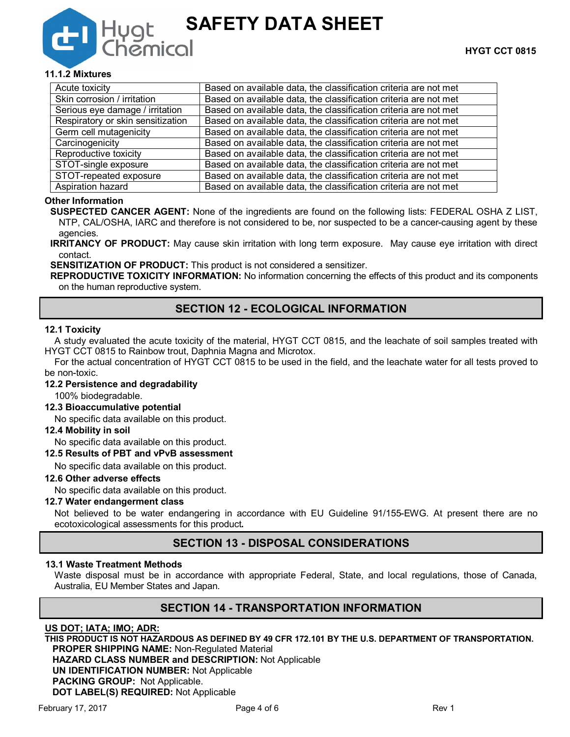#### 11.1.2 Mixtures

| | |
|---|---|
| Acute toxicity | Based on available data, the classification criteria are not met |
| Skin corrosion / irritation | Based on available data, the classification criteria are not met |
| Serious eye damage / irritation | Based on available data, the classification criteria are not met |
| Respiratory or skin sensitization | Based on available data, the classification criteria are not met |
| Germ cell mutagenicity | Based on available data, the classification criteria are not met |
| Carcinogenicity | Based on available data, the classification criteria are not met |
| Reproductive toxicity | Based on available data, the classification criteria are not met |
| STOT-single exposure | Based on available data, the classification criteria are not met |
| STOT-repeated exposure | Based on available data, the classification criteria are not met |
| Aspiration hazard | Based on available data, the classification criteria are not met |

**Other Information**

**SUSPECTED CANCER AGENT:** None of the ingredients are found on the following lists: FEDERAL OSHA Z LIST, NTP, CAL/OSHA, IARC and therefore is not considered to be, nor suspected to be a cancer-causing agent by these agencies.

**IRRITANCY OF PRODUCT:** May cause skin irritation with long term exposure. May cause eye irritation with direct contact.

**SENSITIZATION OF PRODUCT:** This product is not considered a sensitizer.

**REPRODUCTIVE TOXICITY INFORMATION:** No information concerning the effects of this product and its components on the human reproductive system.

## SECTION 12 - ECOLOGICAL INFORMATION

**12.1 Toxicity**

A study evaluated the acute toxicity of the material, HYGT CCT 0815, and the leachate of soil samples treated with HYGT CCT 0815 to Rainbow trout, Daphnia Magna and Microtox.

For the actual concentration of HYGT CCT 0815 to be used in the field, and the leachate water for all tests proved to be non-toxic.

**12.2 Persistence and degradability**

100% biodegradable.

**12.3 Bioaccumulative potential**

No specific data available on this product.

**12.4 Mobility in soil**

No specific data available on this product.

**12.5 Results of PBT and vPvB assessment**

No specific data available on this product.

**12.6 Other adverse effects**

No specific data available on this product.

**12.7 Water endangerment class**

Not believed to be water endangering in accordance with EU Guideline 91/155-EWG. At present there are no ecotoxicological assessments for this product**.**

## SECTION 13 - DISPOSAL CONSIDERATIONS

**13.1 Waste Treatment Methods**

Waste disposal must be in accordance with appropriate Federal, State, and local regulations, those of Canada, Australia, EU Member States and Japan.

## SECTION 14 - TRANSPORTATION INFORMATION

**US DOT; IATA; IMO; ADR:**

**THIS PRODUCT IS NOT HAZARDOUS AS DEFINED BY 49 CFR 172.101 BY THE U.S. DEPARTMENT OF TRANSPORTATION.**

**PROPER SHIPPING NAME:** Non-Regulated Material
**HAZARD CLASS NUMBER and DESCRIPTION:** Not Applicable
**UN IDENTIFICATION NUMBER:** Not Applicable
**PACKING GROUP:** Not Applicable.
**DOT LABEL(S) REQUIRED:** Not Applicable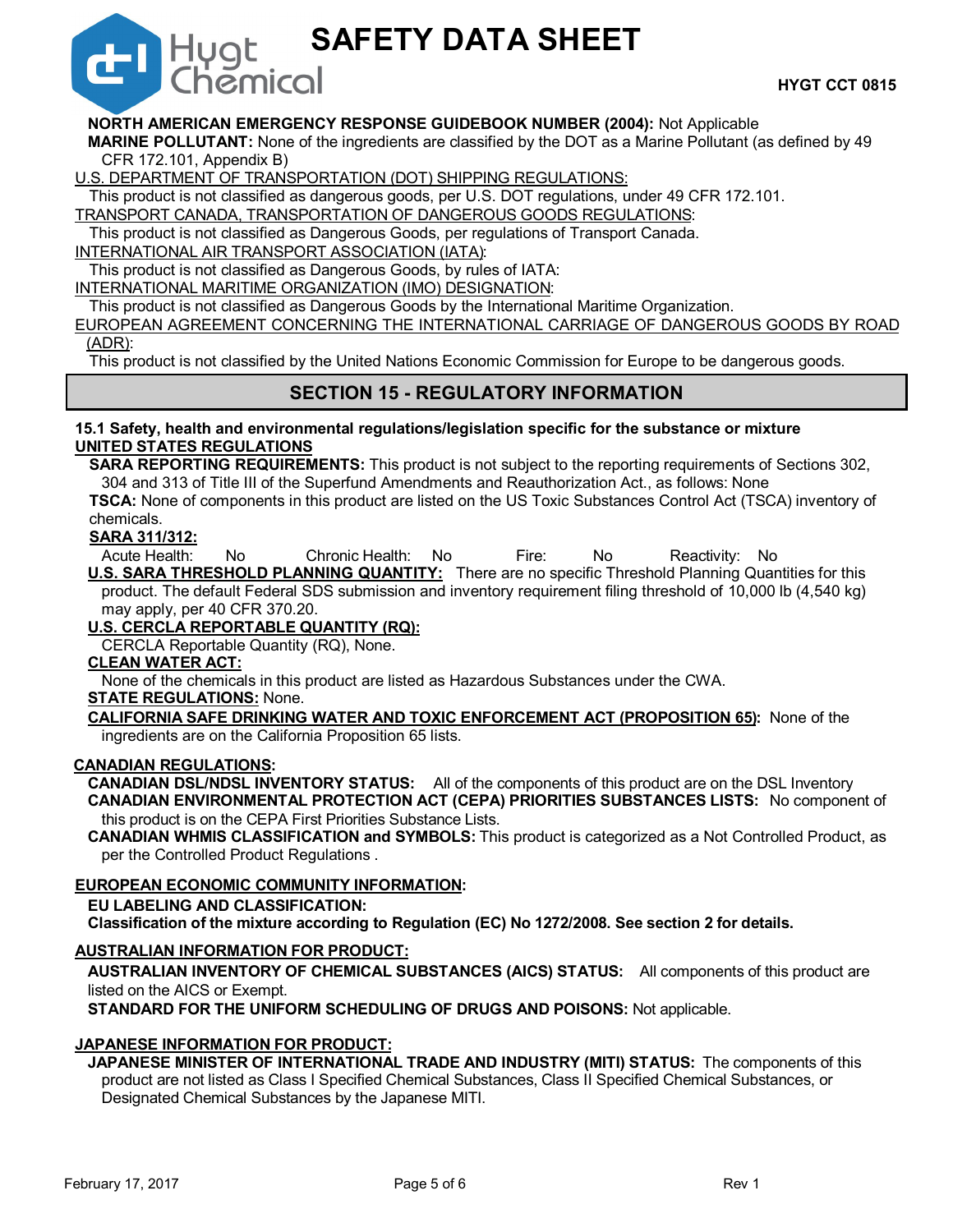**NORTH AMERICAN EMERGENCY RESPONSE GUIDEBOOK NUMBER (2004):** Not Applicable

**MARINE POLLUTANT:** None of the ingredients are classified by the DOT as a Marine Pollutant (as defined by 49 CFR 172.101, Appendix B)

U.S. DEPARTMENT OF TRANSPORTATION (DOT) SHIPPING REGULATIONS:

This product is not classified as dangerous goods, per U.S. DOT regulations, under 49 CFR 172.101.

TRANSPORT CANADA, TRANSPORTATION OF DANGEROUS GOODS REGULATIONS:

This product is not classified as Dangerous Goods, per regulations of Transport Canada.

INTERNATIONAL AIR TRANSPORT ASSOCIATION (IATA):

This product is not classified as Dangerous Goods, by rules of IATA:

INTERNATIONAL MARITIME ORGANIZATION (IMO) DESIGNATION:

This product is not classified as Dangerous Goods by the International Maritime Organization.

EUROPEAN AGREEMENT CONCERNING THE INTERNATIONAL CARRIAGE OF DANGEROUS GOODS BY ROAD (ADR):

This product is not classified by the United Nations Economic Commission for Europe to be dangerous goods.

## SECTION 15 - REGULATORY INFORMATION

**15.1 Safety, health and environmental regulations/legislation specific for the substance or mixture**

**UNITED STATES REGULATIONS**

**SARA REPORTING REQUIREMENTS:** This product is not subject to the reporting requirements of Sections 302, 304 and 313 of Title III of the Superfund Amendments and Reauthorization Act., as follows: None

**TSCA:** None of components in this product are listed on the US Toxic Substances Control Act (TSCA) inventory of chemicals.

**SARA 311/312:**

Acute Health: No Chronic Health: No Fire: No Reactivity: No

**U.S. SARA THRESHOLD PLANNING QUANTITY:** There are no specific Threshold Planning Quantities for this product. The default Federal SDS submission and inventory requirement filing threshold of 10,000 lb (4,540 kg) may apply, per 40 CFR 370.20.

**U.S. CERCLA REPORTABLE QUANTITY (RQ):**

CERCLA Reportable Quantity (RQ), None.

**CLEAN WATER ACT:**

None of the chemicals in this product are listed as Hazardous Substances under the CWA.

**STATE REGULATIONS:** None.

**CALIFORNIA SAFE DRINKING WATER AND TOXIC ENFORCEMENT ACT (PROPOSITION 65):** None of the ingredients are on the California Proposition 65 lists.

**CANADIAN REGULATIONS:**

**CANADIAN DSL/NDSL INVENTORY STATUS:** All of the components of this product are on the DSL Inventory

**CANADIAN ENVIRONMENTAL PROTECTION ACT (CEPA) PRIORITIES SUBSTANCES LISTS:** No component of this product is on the CEPA First Priorities Substance Lists.

**CANADIAN WHMIS CLASSIFICATION and SYMBOLS:** This product is categorized as a Not Controlled Product, as per the Controlled Product Regulations .

**EUROPEAN ECONOMIC COMMUNITY INFORMATION:**

**EU LABELING AND CLASSIFICATION:**

**Classification of the mixture according to Regulation (EC) No 1272/2008. See section 2 for details.**

**AUSTRALIAN INFORMATION FOR PRODUCT:**

**AUSTRALIAN INVENTORY OF CHEMICAL SUBSTANCES (AICS) STATUS:** All components of this product are listed on the AICS or Exempt.

**STANDARD FOR THE UNIFORM SCHEDULING OF DRUGS AND POISONS:** Not applicable.

**JAPANESE INFORMATION FOR PRODUCT:**

**JAPANESE MINISTER OF INTERNATIONAL TRADE AND INDUSTRY (MITI) STATUS:** The components of this product are not listed as Class I Specified Chemical Substances, Class II Specified Chemical Substances, or Designated Chemical Substances by the Japanese MITI.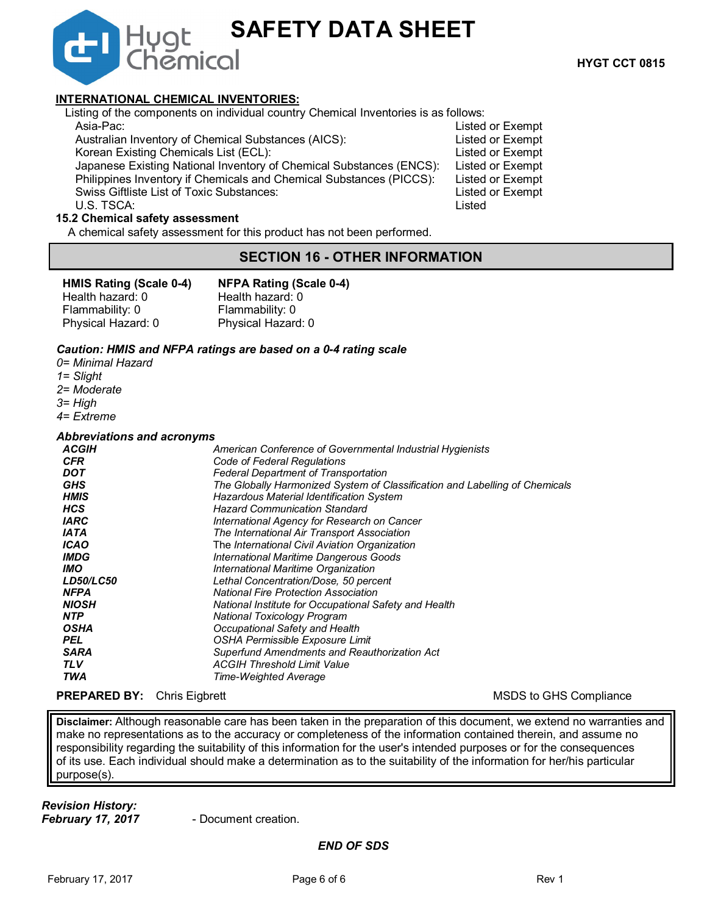**INTERNATIONAL CHEMICAL INVENTORIES:**

Listing of the components on individual country Chemical Inventories is as follows:

| | |
|---|---|
| Asia-Pac: | Listed or Exempt |
| Australian Inventory of Chemical Substances (AICS): | Listed or Exempt |
| Korean Existing Chemicals List (ECL): | Listed or Exempt |
| Japanese Existing National Inventory of Chemical Substances (ENCS): | Listed or Exempt |
| Philippines Inventory if Chemicals and Chemical Substances (PICCS): | Listed or Exempt |
| Swiss Giftliste List of Toxic Substances: | Listed or Exempt |
| U.S. TSCA: | Listed |

**15.2 Chemical safety assessment**

A chemical safety assessment for this product has not been performed.

## SECTION 16 - OTHER INFORMATION

| HMIS Rating (Scale 0-4) | NFPA Rating (Scale 0-4) |
|---|---|
| Health hazard: 0 | Health hazard: 0 |
| Flammability: 0 | Flammability: 0 |
| Physical Hazard: 0 | Physical Hazard: 0 |

***Caution: HMIS and NFPA ratings are based on a 0-4 rating scale***

*0= Minimal Hazard*
*1= Slight*
*2= Moderate*
*3= High*
*4= Extreme*

***Abbreviations and acronyms***

| | |
|---|---|
| ***ACGIH*** | *American Conference of Governmental Industrial Hygienists* |
| ***CFR*** | *Code of Federal Regulations* |
| ***DOT*** | *Federal Department of Transportation* |
| ***GHS*** | *The Globally Harmonized System of Classification and Labelling of Chemicals* |
| ***HMIS*** | *Hazardous Material Identification System* |
| ***HCS*** | *Hazard Communication Standard* |
| ***IARC*** | *International Agency for Research on Cancer* |
| ***IATA*** | *The International Air Transport Association* |
| ***ICAO*** | The *International Civil Aviation Organization* |
| ***IMDG*** | *International Maritime Dangerous Goods* |
| ***IMO*** | *International Maritime Organization* |
| ***LD50/LC50*** | *Lethal Concentration/Dose, 50 percent* |
| ***NFPA*** | *National Fire Protection Association* |
| ***NIOSH*** | *National Institute for Occupational Safety and Health* |
| ***NTP*** | *National Toxicology Program* |
| ***OSHA*** | *Occupational Safety and Health* |
| ***PEL*** | *OSHA Permissible Exposure Limit* |
| ***SARA*** | *Superfund Amendments and Reauthorization Act* |
| ***TLV*** | *ACGIH Threshold Limit Value* |
| ***TWA*** | *Time-Weighted Average* |

**PREPARED BY:** Chris Eigbrett

MSDS to GHS Compliance

**Disclaimer:** Although reasonable care has been taken in the preparation of this document, we extend no warranties and make no representations as to the accuracy or completeness of the information contained therein, and assume no responsibility regarding the suitability of this information for the user's intended purposes or for the consequences of its use. Each individual should make a determination as to the suitability of the information for her/his particular purpose(s).

***Revision History:***
***February 17, 2017*** - Document creation.

***END OF SDS***